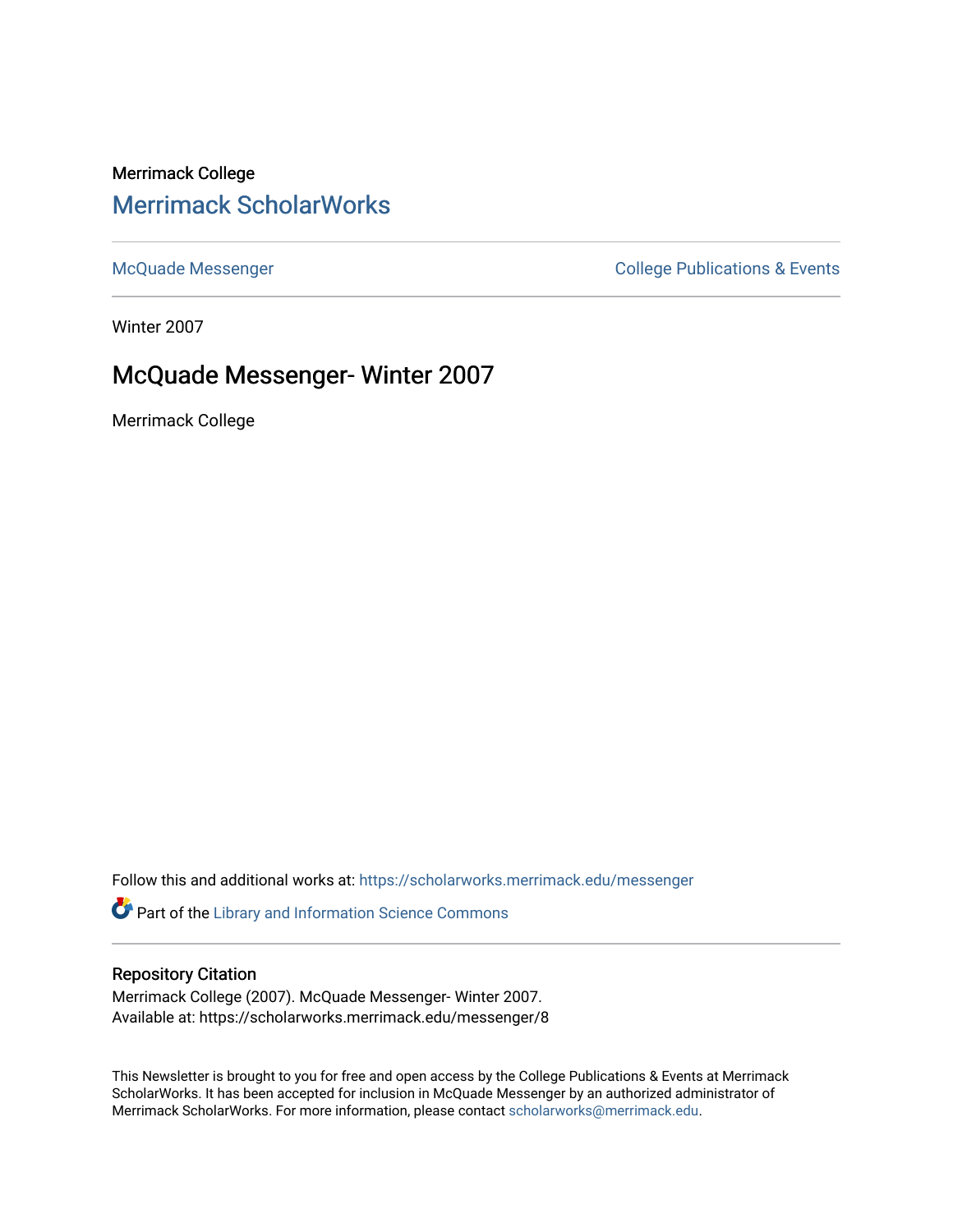Merrimack College

# Merrimack ScholarWorks

McQuade Messenger | College Publications & Events

Winter 2007

## McQuade Messenger- Winter 2007

Merrimack College

Follow this and additional works at: https://scholarworks.merrimack.edu/messenger

Part of the Library and Information Science Commons

### Repository Citation

Merrimack College (2007). McQuade Messenger- Winter 2007.
Available at: https://scholarworks.merrimack.edu/messenger/8

This Newsletter is brought to you for free and open access by the College Publications & Events at Merrimack ScholarWorks. It has been accepted for inclusion in McQuade Messenger by an authorized administrator of Merrimack ScholarWorks. For more information, please contact scholarworks@merrimack.edu.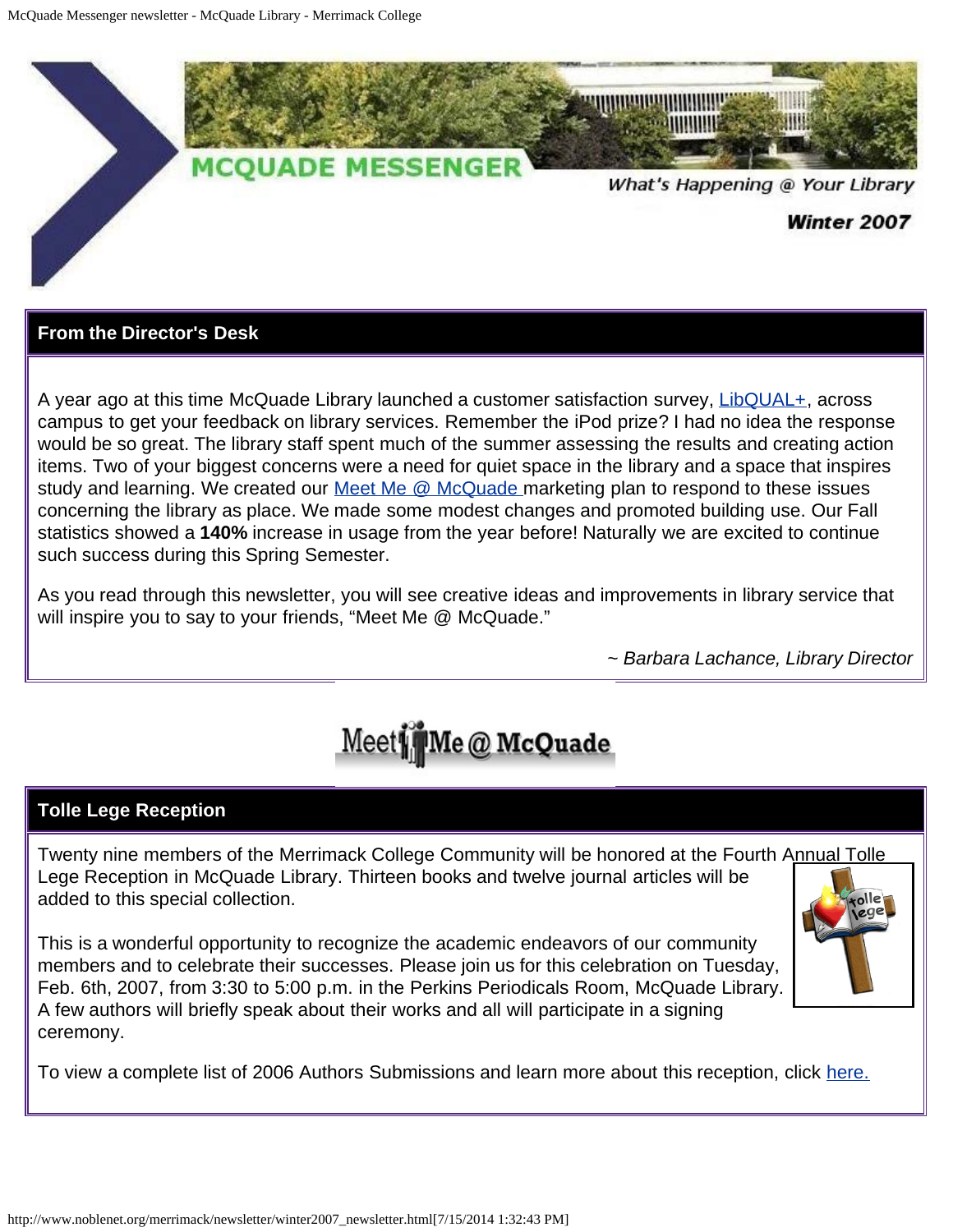# MCQUADE MESSENGER

*What's Happening @ Your Library*

***Winter 2007***

## From the Director's Desk

A year ago at this time McQuade Library launched a customer satisfaction survey, LibQUAL+, across campus to get your feedback on library services. Remember the iPod prize? I had no idea the response would be so great. The library staff spent much of the summer assessing the results and creating action items. Two of your biggest concerns were a need for quiet space in the library and a space that inspires study and learning. We created our Meet Me @ McQuade marketing plan to respond to these issues concerning the library as place. We made some modest changes and promoted building use. Our Fall statistics showed a **140%** increase in usage from the year before! Naturally we are excited to continue such success during this Spring Semester.

As you read through this newsletter, you will see creative ideas and improvements in library service that will inspire you to say to your friends, "Meet Me @ McQuade."

*~ Barbara Lachance, Library Director*

Meet Me @ McQuade

## Tolle Lege Reception

Twenty nine members of the Merrimack College Community will be honored at the Fourth Annual Tolle Lege Reception in McQuade Library. Thirteen books and twelve journal articles will be added to this special collection.

This is a wonderful opportunity to recognize the academic endeavors of our community members and to celebrate their successes. Please join us for this celebration on Tuesday, Feb. 6th, 2007, from 3:30 to 5:00 p.m. in the Perkins Periodicals Room, McQuade Library. A few authors will briefly speak about their works and all will participate in a signing ceremony.

To view a complete list of 2006 Authors Submissions and learn more about this reception, click here.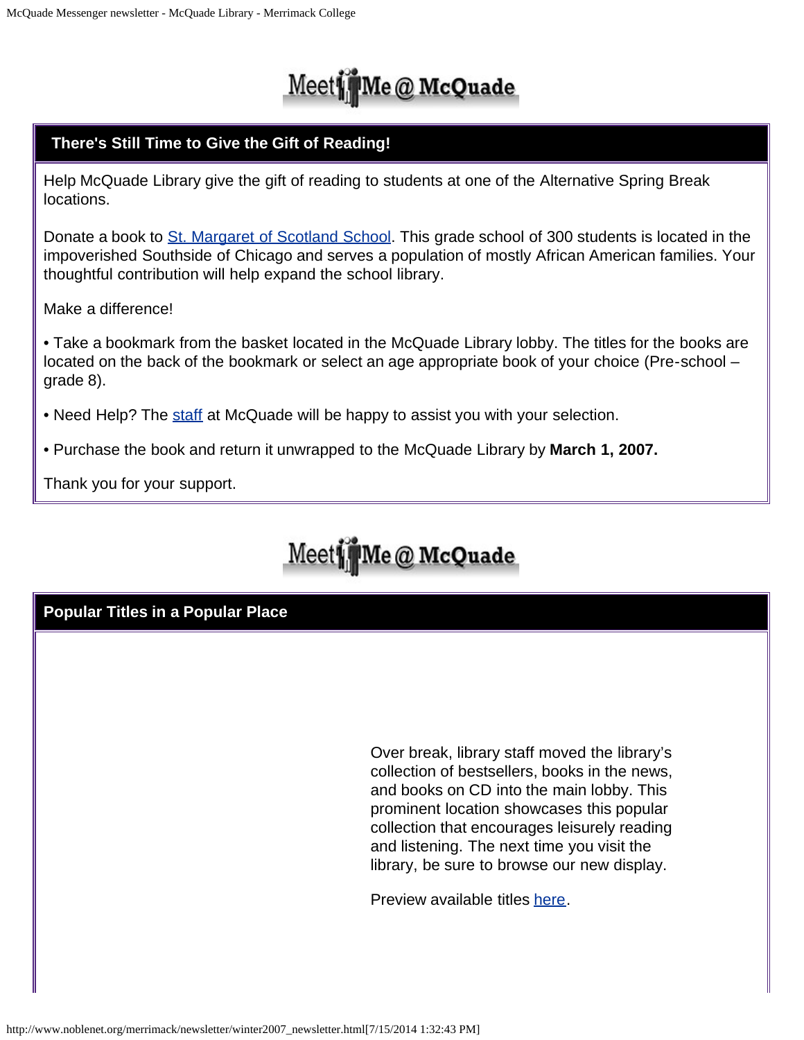## There's Still Time to Give the Gift of Reading!

Help McQuade Library give the gift of reading to students at one of the Alternative Spring Break locations.

Donate a book to St. Margaret of Scotland School. This grade school of 300 students is located in the impoverished Southside of Chicago and serves a population of mostly African American families. Your thoughtful contribution will help expand the school library.

Make a difference!

- Take a bookmark from the basket located in the McQuade Library lobby. The titles for the books are located on the back of the bookmark or select an age appropriate book of your choice (Pre-school – grade 8).
- Need Help? The staff at McQuade will be happy to assist you with your selection.
- Purchase the book and return it unwrapped to the McQuade Library by **March 1, 2007.**

Thank you for your support.

## Popular Titles in a Popular Place

Over break, library staff moved the library's collection of bestsellers, books in the news, and books on CD into the main lobby. This prominent location showcases this popular collection that encourages leisurely reading and listening. The next time you visit the library, be sure to browse our new display.

Preview available titles here.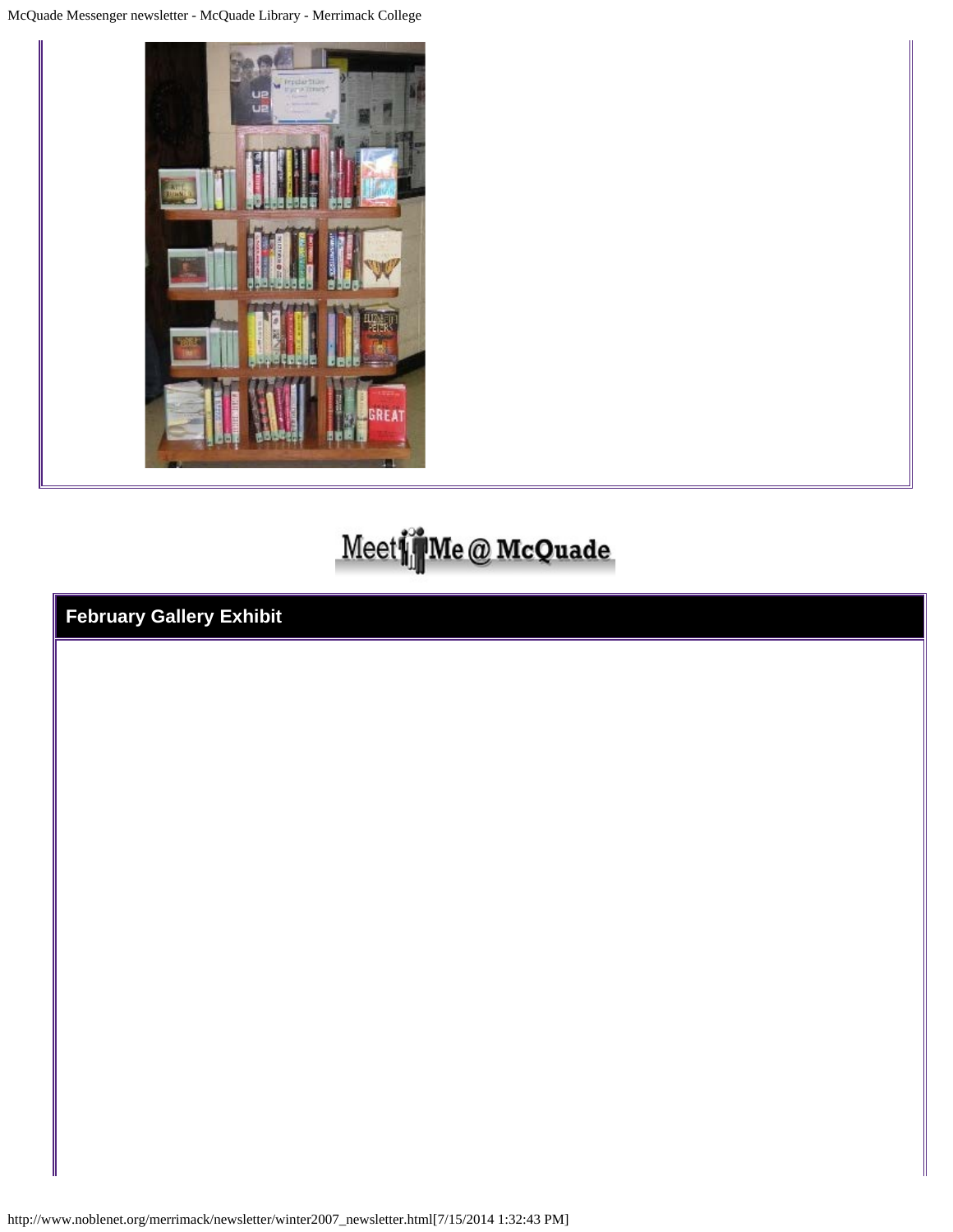Meet Me @ McQuade

## February Gallery Exhibit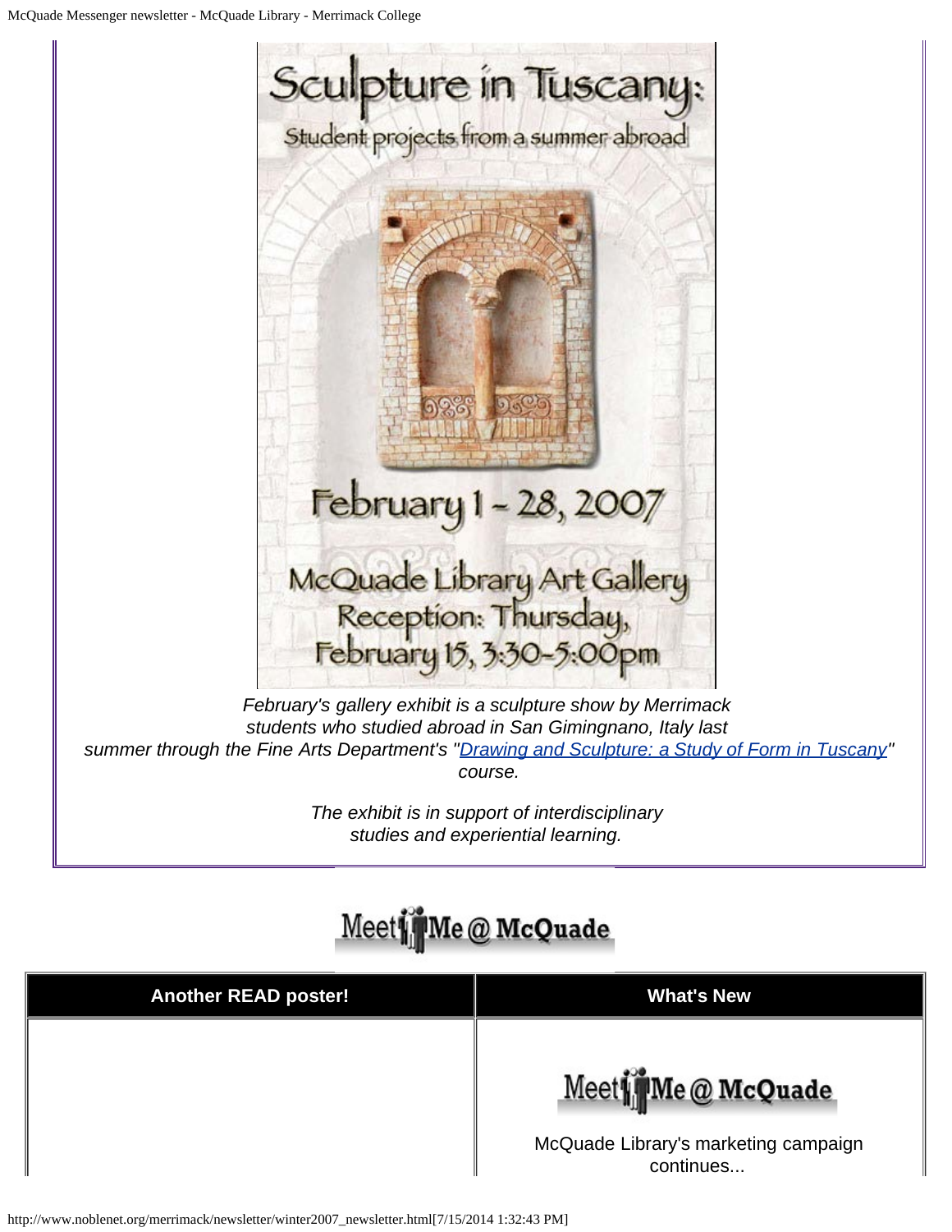Sculpture in Tuscany:

Student projects from a summer abroad

February 1 - 28, 2007

McQuade Library Art Gallery
Reception: Thursday, February 15, 3:30-5:00pm

*February's gallery exhibit is a sculpture show by Merrimack students who studied abroad in San Gimingnano, Italy last summer through the Fine Arts Department's "[Drawing and Sculpture: a Study of Form in Tuscany](#)" course.*

*The exhibit is in support of interdisciplinary studies and experiential learning.*

Meet Me @ McQuade

| Another READ poster! | What's New |
| --- | --- |
| | Meet Me @ McQuade<br><br>McQuade Library's marketing campaign continues... |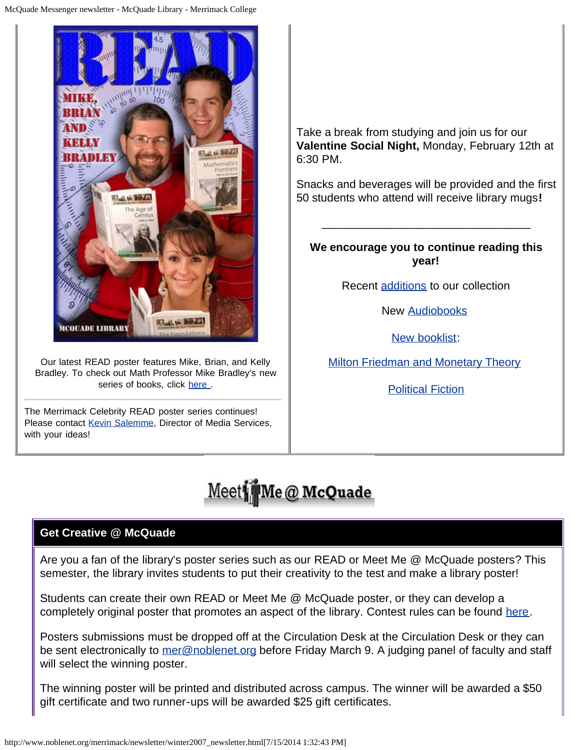Our latest READ poster features Mike, Brian, and Kelly Bradley. To check out Math Professor Mike Bradley's new series of books, click [here](#).

---

The Merrimack Celebrity READ poster series continues! Please contact [Kevin Salemme](#), Director of Media Services, with your ideas!

Take a break from studying and join us for our **Valentine Social Night,** Monday, February 12th at 6:30 PM.

Snacks and beverages will be provided and the first 50 students who attend will receive library mugs**!**

---

**We encourage you to continue reading this year!**

Recent [additions](#) to our collection

New [Audiobooks](#)

[New booklist](#):

[Milton Friedman and Monetary Theory](#)

[Political Fiction](#)

Meet Me @ McQuade

## Get Creative @ McQuade

Are you a fan of the library's poster series such as our READ or Meet Me @ McQuade posters? This semester, the library invites students to put their creativity to the test and make a library poster!

Students can create their own READ or Meet Me @ McQuade poster, or they can develop a completely original poster that promotes an aspect of the library. Contest rules can be found [here](#).

Posters submissions must be dropped off at the Circulation Desk at the Circulation Desk or they can be sent electronically to [mer@noblenet.org](mailto:mer@noblenet.org) before Friday March 9. A judging panel of faculty and staff will select the winning poster.

The winning poster will be printed and distributed across campus. The winner will be awarded a $50 gift certificate and two runner-ups will be awarded $25 gift certificates.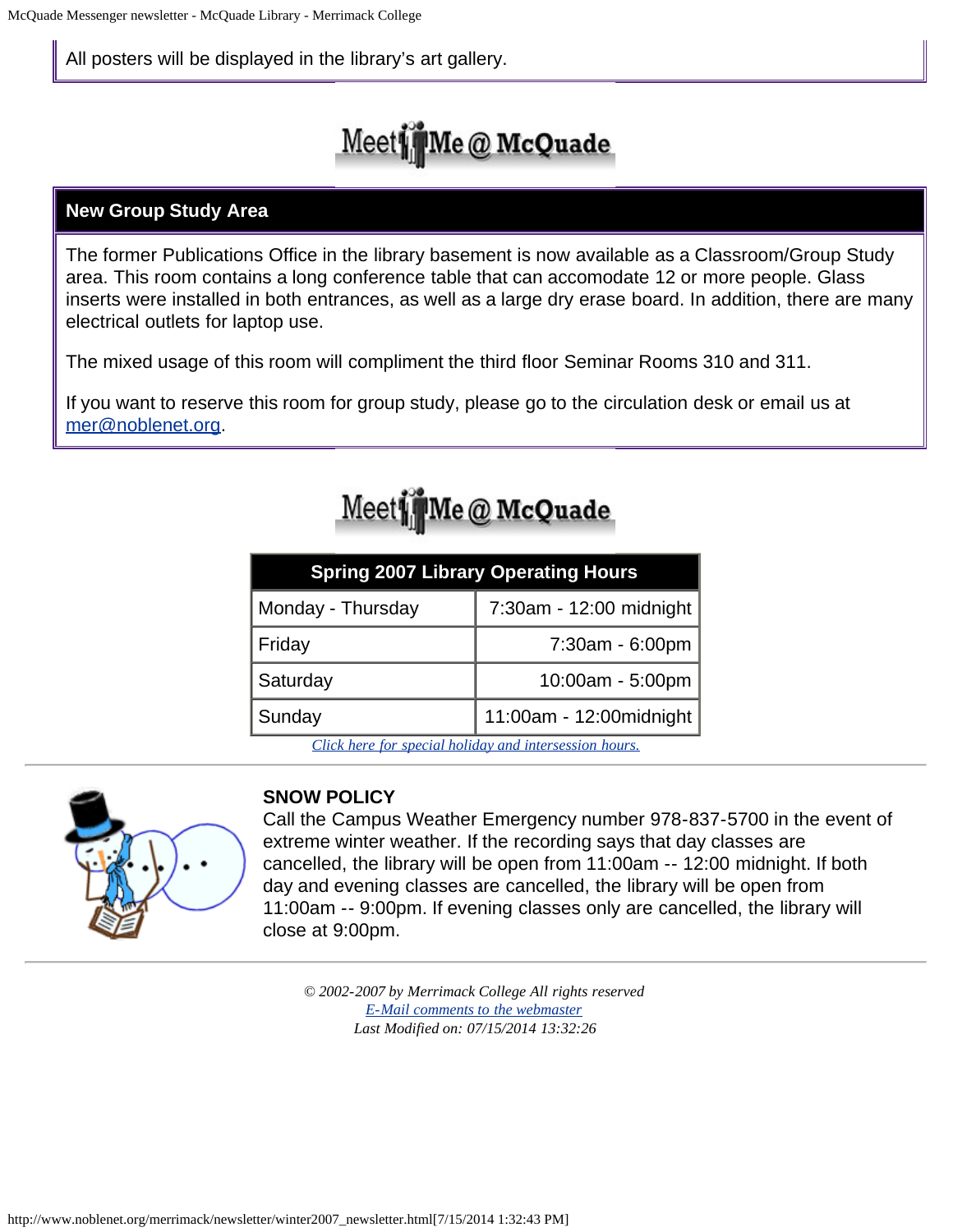All posters will be displayed in the library's art gallery.

## New Group Study Area

The former Publications Office in the library basement is now available as a Classroom/Group Study area. This room contains a long conference table that can accomodate 12 or more people. Glass inserts were installed in both entrances, as well as a large dry erase board. In addition, there are many electrical outlets for laptop use.

The mixed usage of this room will compliment the third floor Seminar Rooms 310 and 311.

If you want to reserve this room for group study, please go to the circulation desk or email us at mer@noblenet.org.

| Spring 2007 Library Operating Hours | |
|---|---|
| Monday - Thursday | 7:30am - 12:00 midnight |
| Friday | 7:30am - 6:00pm |
| Saturday | 10:00am - 5:00pm |
| Sunday | 11:00am - 12:00midnight |

*Click here for special holiday and intersession hours.*

**SNOW POLICY**
Call the Campus Weather Emergency number 978-837-5700 in the event of extreme winter weather. If the recording says that day classes are cancelled, the library will be open from 11:00am -- 12:00 midnight. If both day and evening classes are cancelled, the library will be open from 11:00am -- 9:00pm. If evening classes only are cancelled, the library will close at 9:00pm.

*© 2002-2007 by Merrimack College All rights reserved*
*E-Mail comments to the webmaster*
*Last Modified on: 07/15/2014 13:32:26*